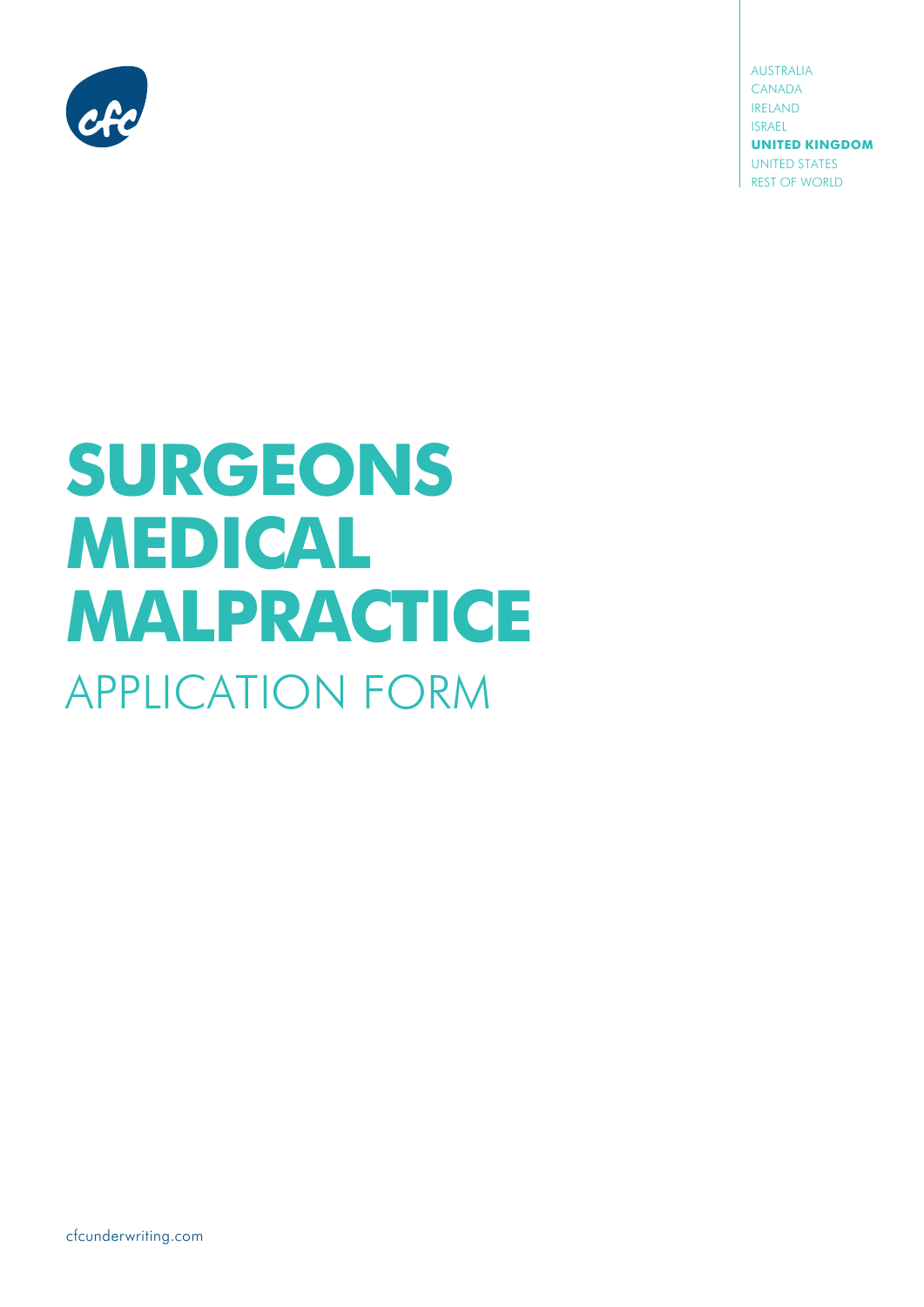AUSTRALIA
CANADA
IRELAND
ISRAEL
**UNITED KINGDOM**
UNITED STATES
REST OF WORLD

# SURGEONS MEDICAL MALPRACTICE

## APPLICATION FORM

cfcunderwriting.com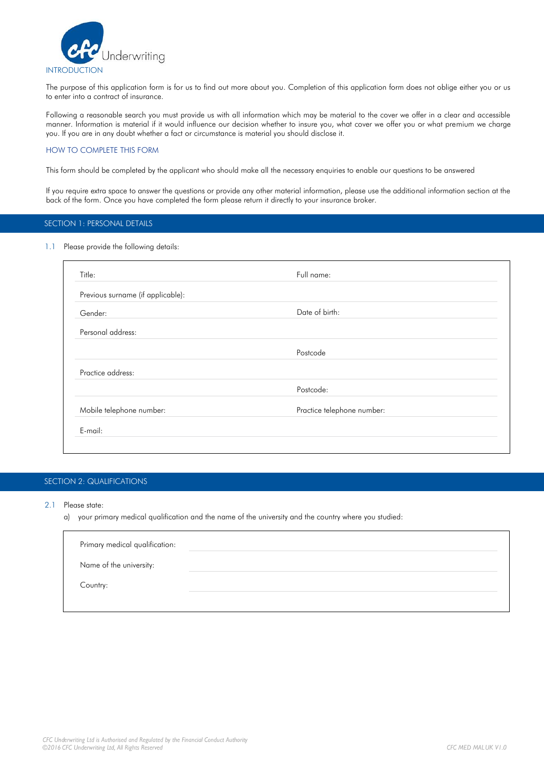CFC Underwriting

## INTRODUCTION

The purpose of this application form is for us to find out more about you. Completion of this application form does not oblige either you or us to enter into a contract of insurance.

Following a reasonable search you must provide us with all information which may be material to the cover we offer in a clear and accessible manner. Information is material if it would influence our decision whether to insure you, what cover we offer you or what premium we charge you. If you are in any doubt whether a fact or circumstance is material you should disclose it.

## HOW TO COMPLETE THIS FORM

This form should be completed by the applicant who should make all the necessary enquiries to enable our questions to be answered

If you require extra space to answer the questions or provide any other material information, please use the additional information section at the back of the form. Once you have completed the form please return it directly to your insurance broker.

## SECTION 1: PERSONAL DETAILS

1.1 Please provide the following details:

| | |
|---|---|
| Title: | Full name: |
| Previous surname (if applicable): | |
| Gender: | Date of birth: |
| Personal address: | |
| | Postcode |
| Practice address: | |
| | Postcode: |
| Mobile telephone number: | Practice telephone number: |
| E-mail: | |

## SECTION 2: QUALIFICATIONS

2.1 Please state:

a) your primary medical qualification and the name of the university and the country where you studied:

| | |
|---|---|
| Primary medical qualification: | |
| Name of the university: | |
| Country: | |

*CFC Underwriting Ltd is Authorised and Regulated by the Financial Conduct Authority*
*©2016 CFC Underwriting Ltd, All Rights Reserved*

*CFC MED MAL UK V1.0*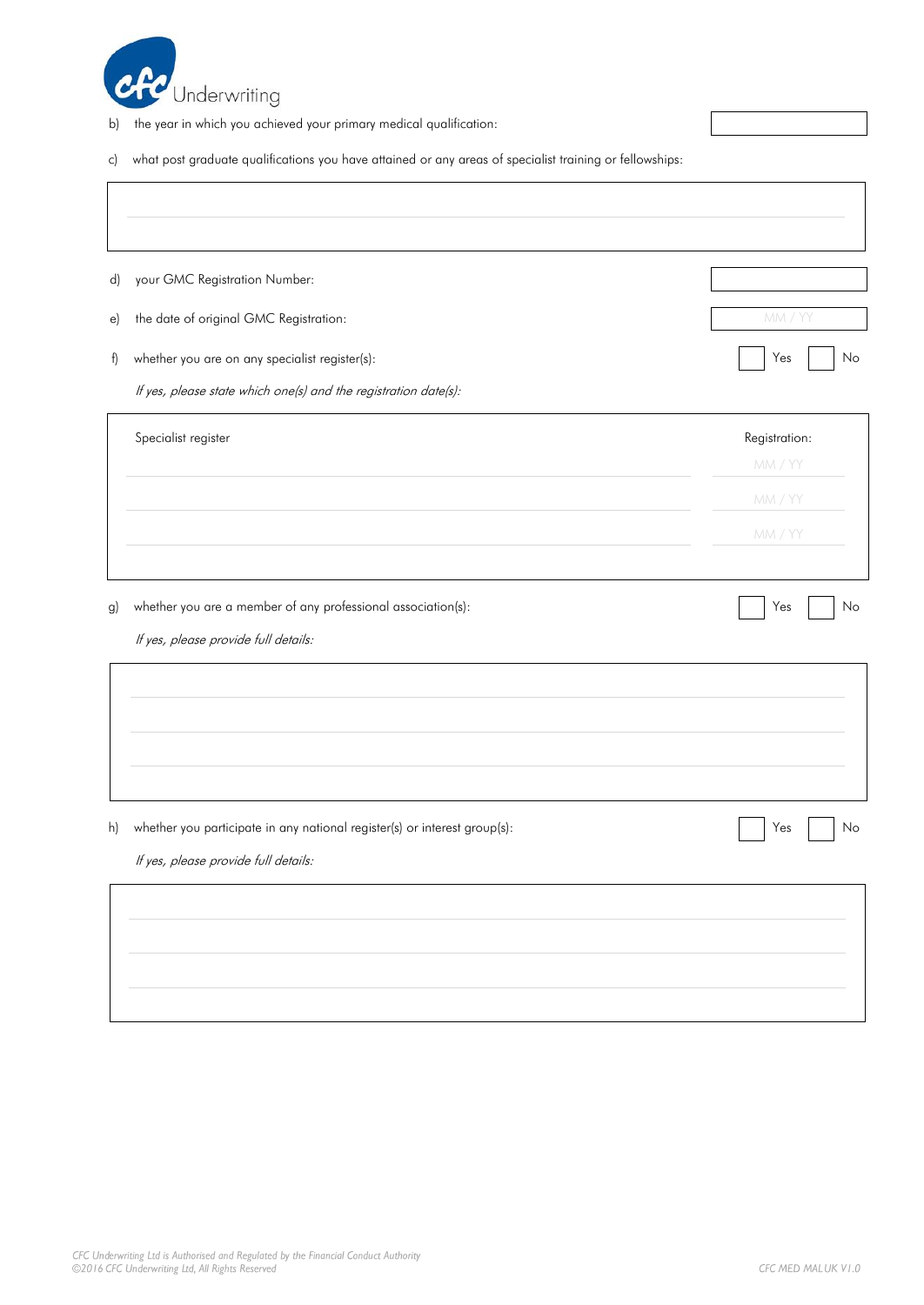b) the year in which you achieved your primary medical qualification:

c) what post graduate qualifications you have attained or any areas of specialist training or fellowships:

d) your GMC Registration Number:

e) the date of original GMC Registration: MM / YY

f) whether you are on any specialist register(s): Yes / No

*If yes, please state which one(s) and the registration date(s):*

| Specialist register | Registration: |
|---|---|
| | MM / YY |
| | MM / YY |
| | MM / YY |

g) whether you are a member of any professional association(s): Yes / No

*If yes, please provide full details:*

h) whether you participate in any national register(s) or interest group(s): Yes / No

*If yes, please provide full details:*

*CFC Underwriting Ltd is Authorised and Regulated by the Financial Conduct Authority*
*©2016 CFC Underwriting Ltd, All Rights Reserved*

*CFC MED MAL UK V1.0*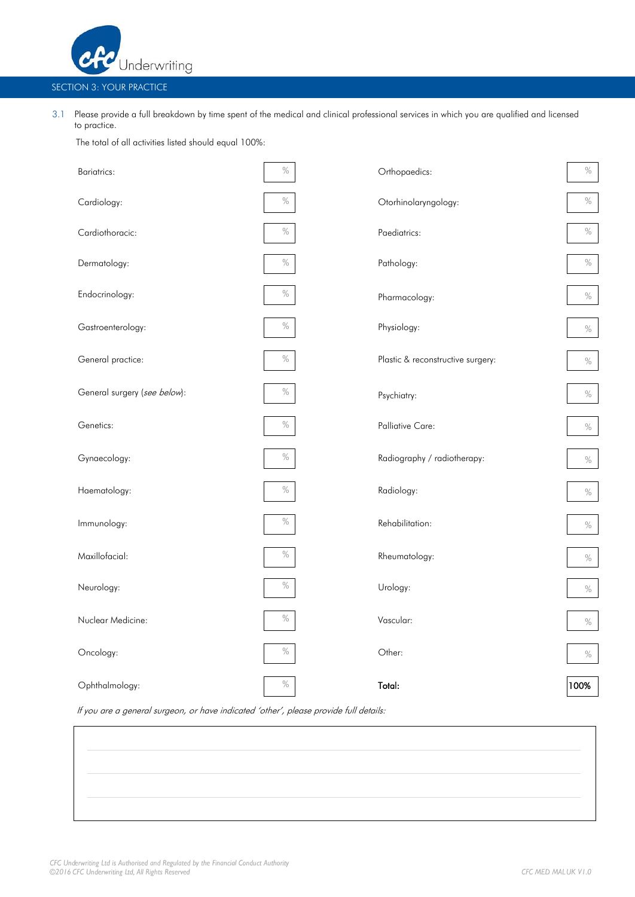## SECTION 3: YOUR PRACTICE

3.1 Please provide a full breakdown by time spent of the medical and clinical professional services in which you are qualified and licensed to practice.

The total of all activities listed should equal 100%:

| | | | |
|---|---|---|---|
| Bariatrics: | % | Orthopaedics: | % |
| Cardiology: | % | Otorhinolaryngology: | % |
| Cardiothoracic: | % | Paediatrics: | % |
| Dermatology: | % | Pathology: | % |
| Endocrinology: | % | Pharmacology: | % |
| Gastroenterology: | % | Physiology: | % |
| General practice: | % | Plastic & reconstructive surgery: | % |
| General surgery (*see below*): | % | Psychiatry: | % |
| Genetics: | % | Palliative Care: | % |
| Gynaecology: | % | Radiography / radiotherapy: | % |
| Haematology: | % | Radiology: | % |
| Immunology: | % | Rehabilitation: | % |
| Maxillofacial: | % | Rheumatology: | % |
| Neurology: | % | Urology: | % |
| Nuclear Medicine: | % | Vascular: | % |
| Oncology: | % | Other: | % |
| Ophthalmology: | % | **Total:** | **100%** |

*If you are a general surgeon, or have indicated 'other', please provide full details:*

| |
|---|
| |
| |
| |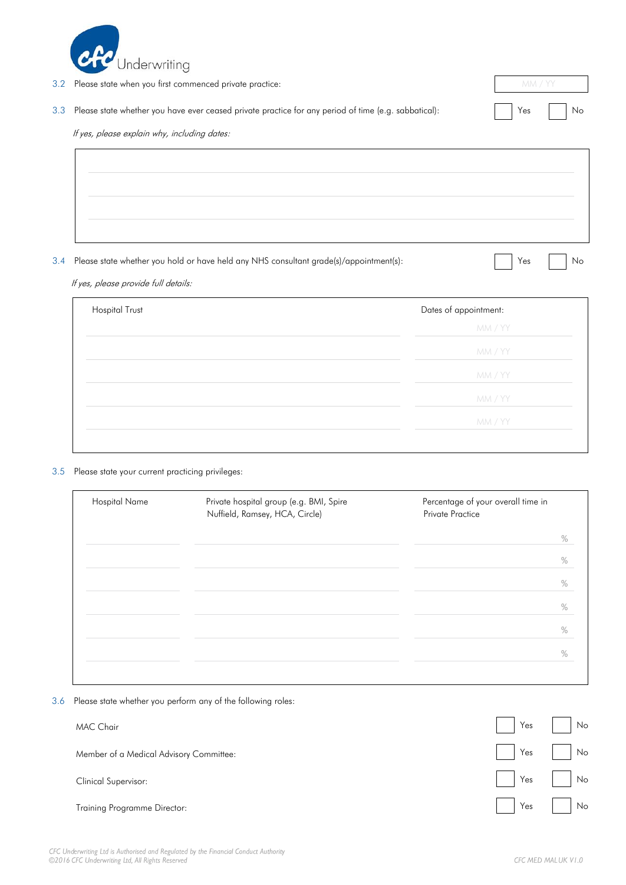3.2 Please state when you first commenced private practice: MM / YY

3.3 Please state whether you have ever ceased private practice for any period of time (e.g. sabbatical): ☐ Yes ☐ No

*If yes, please explain why, including dates:*

3.4 Please state whether you hold or have held any NHS consultant grade(s)/appointment(s): ☐ Yes ☐ No

*If yes, please provide full details:*

| Hospital Trust | Dates of appointment: |
|---|---|
| | MM / YY |
| | MM / YY |
| | MM / YY |
| | MM / YY |
| | MM / YY |

3.5 Please state your current practicing privileges:

| Hospital Name | Private hospital group (e.g. BMI, Spire Nuffield, Ramsey, HCA, Circle) | Percentage of your overall time in Private Practice |
|---|---|---|
| | | % |
| | | % |
| | | % |
| | | % |
| | | % |
| | | % |

3.6 Please state whether you perform any of the following roles:

MAC Chair ☐ Yes ☐ No

Member of a Medical Advisory Committee: ☐ Yes ☐ No

Clinical Supervisor: ☐ Yes ☐ No

Training Programme Director: ☐ Yes ☐ No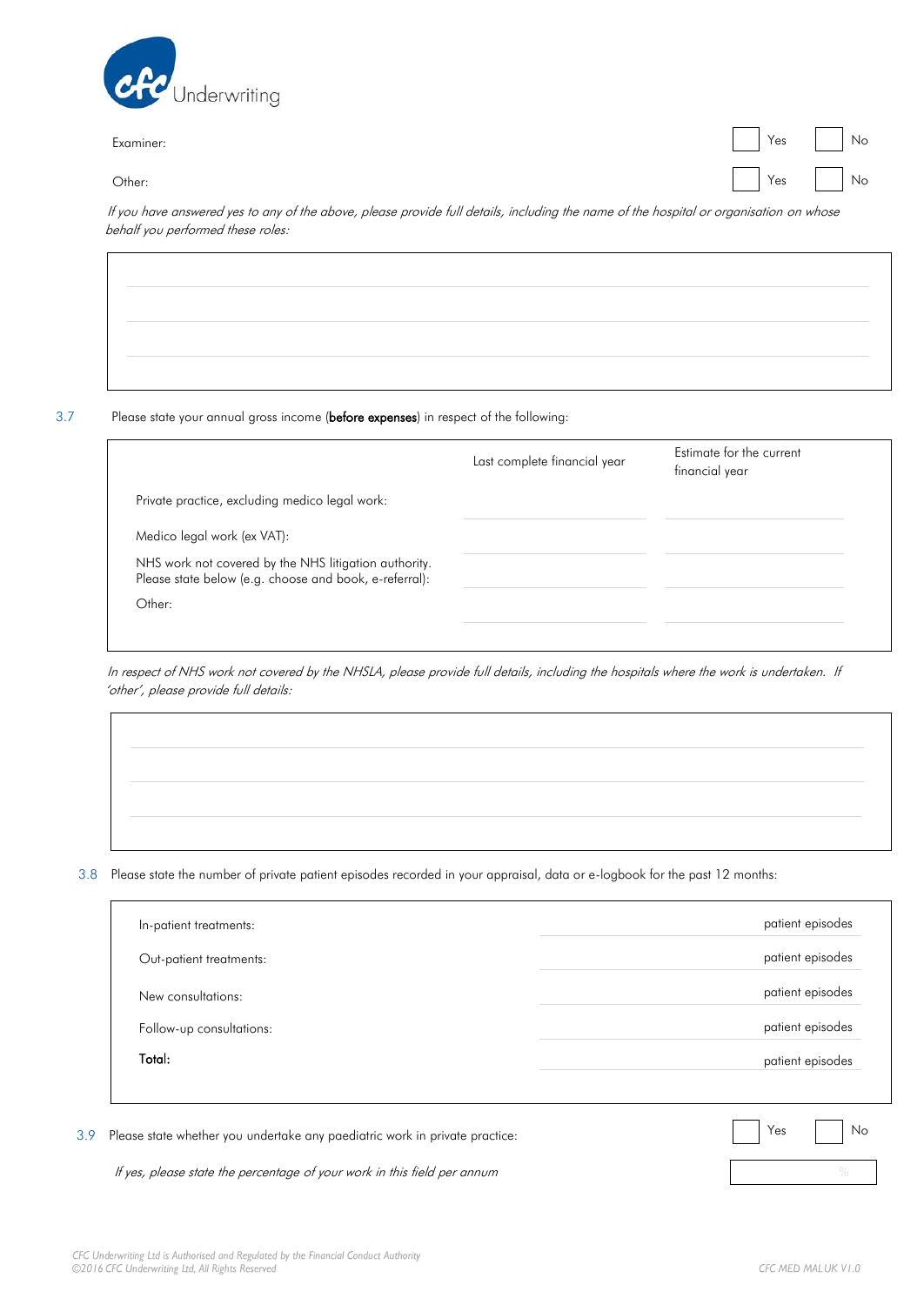Examiner: ☐ Yes ☐ No

Other: ☐ Yes ☐ No

*If you have answered yes to any of the above, please provide full details, including the name of the hospital or organisation on whose behalf you performed these roles:*

| |
|---|
| |
| |
| |

3.7 Please state your annual gross income (**before expenses**) in respect of the following:

| | Last complete financial year | Estimate for the current financial year |
|---|---|---|
| Private practice, excluding medico legal work: | | |
| Medico legal work (ex VAT): | | |
| NHS work not covered by the NHS litigation authority. Please state below (e.g. choose and book, e-referral): | | |
| Other: | | |

*In respect of NHS work not covered by the NHSLA, please provide full details, including the hospitals where the work is undertaken. If 'other', please provide full details:*

| |
|---|
| |
| |
| |

3.8 Please state the number of private patient episodes recorded in your appraisal, data or e-logbook for the past 12 months:

| | |
|---|---|
| In-patient treatments: | patient episodes |
| Out-patient treatments: | patient episodes |
| New consultations: | patient episodes |
| Follow-up consultations: | patient episodes |
| **Total:** | patient episodes |

3.9 Please state whether you undertake any paediatric work in private practice: ☐ Yes ☐ No

*If yes, please state the percentage of your work in this field per annum* ______ %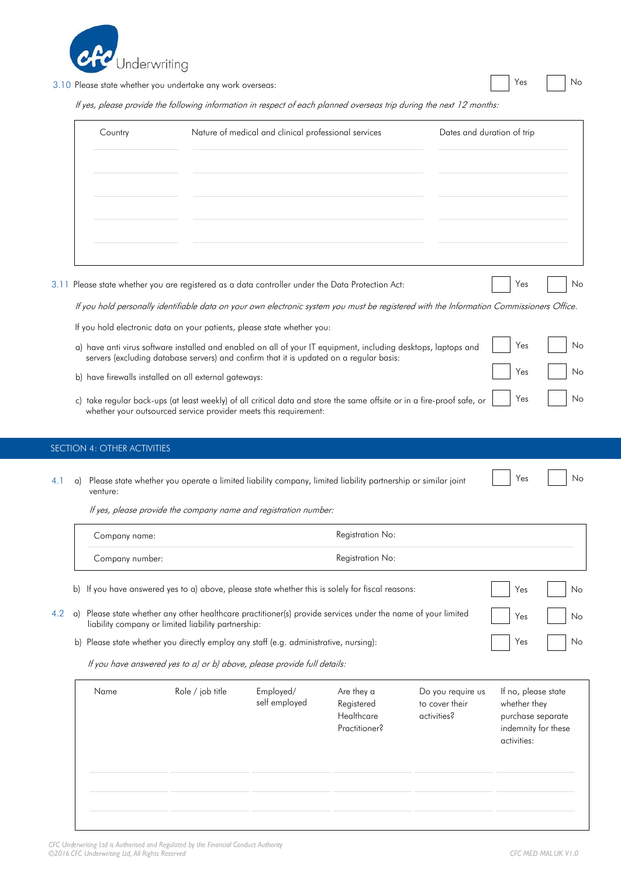3.10 Please state whether you undertake any work overseas: ☐ Yes ☐ No

*If yes, please provide the following information in respect of each planned overseas trip during the next 12 months:*

| Country | Nature of medical and clinical professional services | Dates and duration of trip |
|---|---|---|
| | | |
| | | |
| | | |
| | | |

3.11 Please state whether you are registered as a data controller under the Data Protection Act: ☐ Yes ☐ No

*If you hold personally identifiable data on your own electronic system you must be registered with the Information Commissioners Office.*

If you hold electronic data on your patients, please state whether you:

a) have anti virus software installed and enabled on all of your IT equipment, including desktops, laptops and servers (excluding database servers) and confirm that it is updated on a regular basis: ☐ Yes ☐ No

b) have firewalls installed on all external gateways: ☐ Yes ☐ No

c) take regular back-ups (at least weekly) of all critical data and store the same offsite or in a fire-proof safe, or whether your outsourced service provider meets this requirement: ☐ Yes ☐ No

## SECTION 4: OTHER ACTIVITIES

4.1 a) Please state whether you operate a limited liability company, limited liability partnership or similar joint venture: ☐ Yes ☐ No

*If yes, please provide the company name and registration number:*

| Company name: | Registration No: |
|---|---|
| Company number: | Registration No: |

b) If you have answered yes to a) above, please state whether this is solely for fiscal reasons: ☐ Yes ☐ No

4.2 a) Please state whether any other healthcare practitioner(s) provide services under the name of your limited liability company or limited liability partnership: ☐ Yes ☐ No

b) Please state whether you directly employ any staff (e.g. administrative, nursing): ☐ Yes ☐ No

*If you have answered yes to a) or b) above, please provide full details:*

| Name | Role / job title | Employed/ self employed | Are they a Registered Healthcare Practitioner? | Do you require us to cover their activities? | If no, please state whether they purchase separate indemnity for these activities: |
|---|---|---|---|---|---|
| | | | | | |
| | | | | | |
| | | | | | |

CFC Underwriting Ltd is Authorised and Regulated by the Financial Conduct Authority
©2016 CFC Underwriting Ltd, All Rights Reserved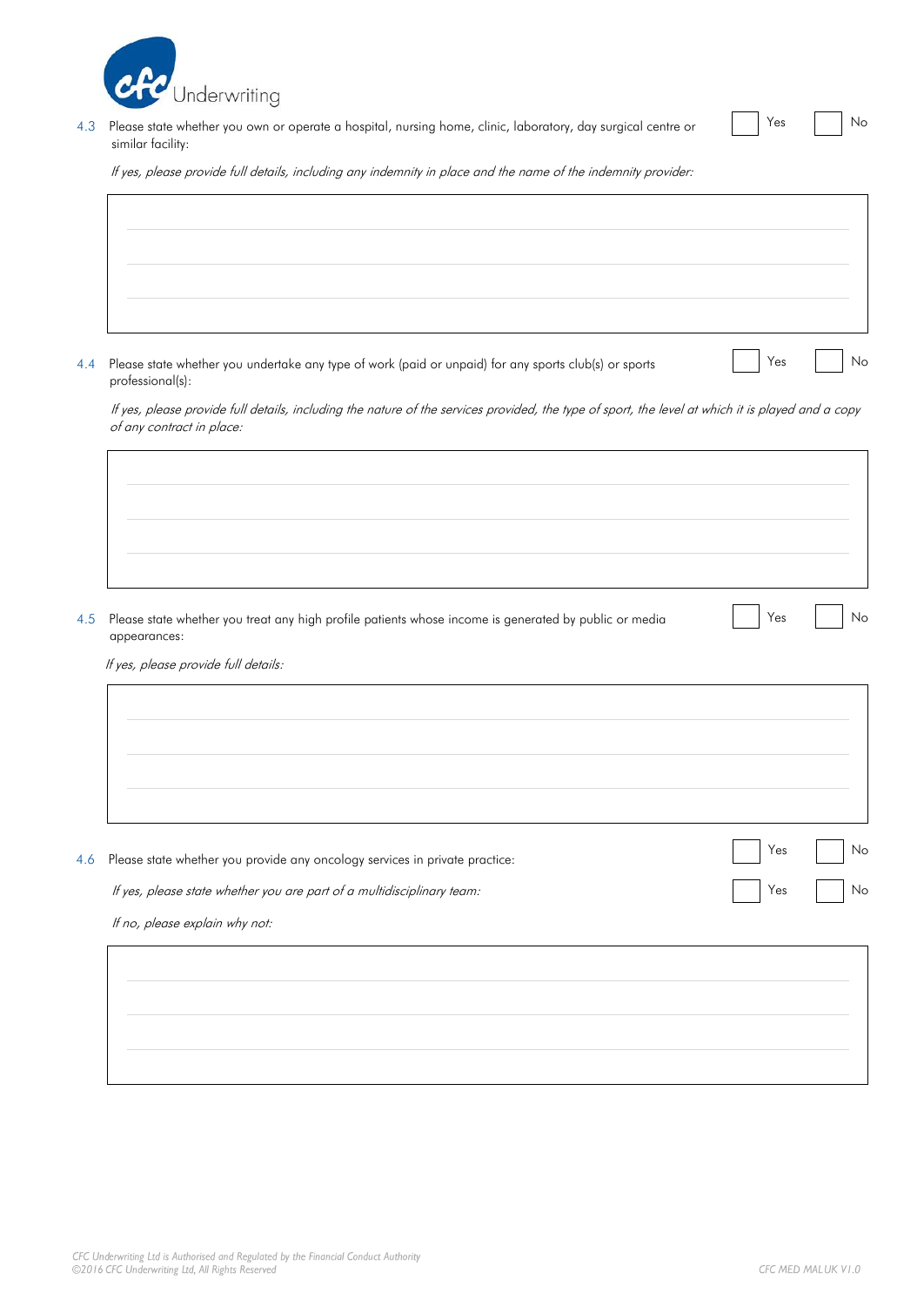4.3 Please state whether you own or operate a hospital, nursing home, clinic, laboratory, day surgical centre or similar facility: ☐ Yes ☐ No

*If yes, please provide full details, including any indemnity in place and the name of the indemnity provider:*

|  |
|---|
|  |

4.4 Please state whether you undertake any type of work (paid or unpaid) for any sports club(s) or sports professional(s): ☐ Yes ☐ No

*If yes, please provide full details, including the nature of the services provided, the type of sport, the level at which it is played and a copy of any contract in place:*

|  |
|---|
|  |

4.5 Please state whether you treat any high profile patients whose income is generated by public or media appearances: ☐ Yes ☐ No

*If yes, please provide full details:*

|  |
|---|
|  |

4.6 Please state whether you provide any oncology services in private practice: ☐ Yes ☐ No

*If yes, please state whether you are part of a multidisciplinary team:* ☐ Yes ☐ No

*If no, please explain why not:*

|  |
|---|
|  |

*CFC Underwriting Ltd is Authorised and Regulated by the Financial Conduct Authority*
*©2016 CFC Underwriting Ltd, All Rights Reserved*

*CFC MED MAL UK V1.0*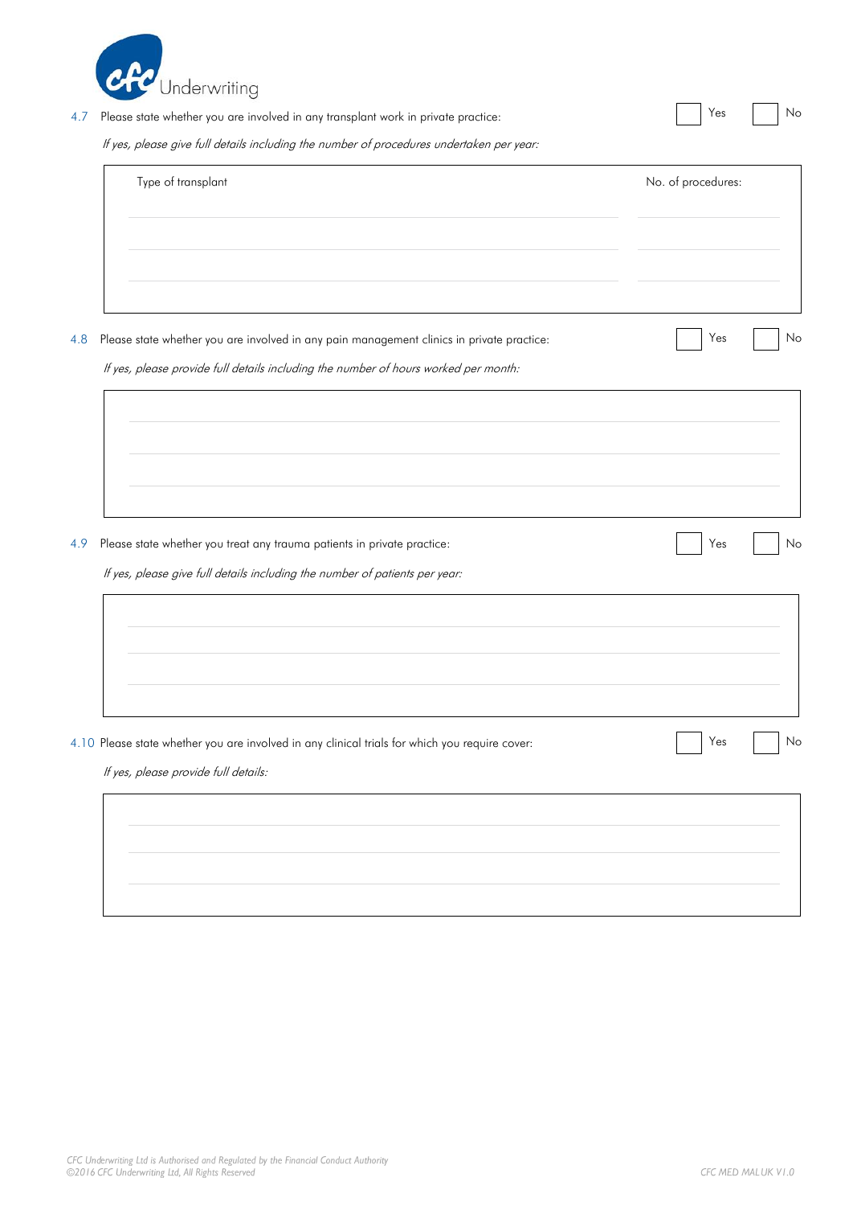4.7 Please state whether you are involved in any transplant work in private practice: ☐ Yes ☐ No

*If yes, please give full details including the number of procedures undertaken per year:*

| Type of transplant | No. of procedures: |
|---|---|
| | |
| | |
| | |

4.8 Please state whether you are involved in any pain management clinics in private practice: ☐ Yes ☐ No

*If yes, please provide full details including the number of hours worked per month:*

4.9 Please state whether you treat any trauma patients in private practice: ☐ Yes ☐ No

*If yes, please give full details including the number of patients per year:*

4.10 Please state whether you are involved in any clinical trials for which you require cover: ☐ Yes ☐ No

*If yes, please provide full details:*

*CFC Underwriting Ltd is Authorised and Regulated by the Financial Conduct Authority*
*©2016 CFC Underwriting Ltd, All Rights Reserved*

*CFC MED MAL UK V1.0*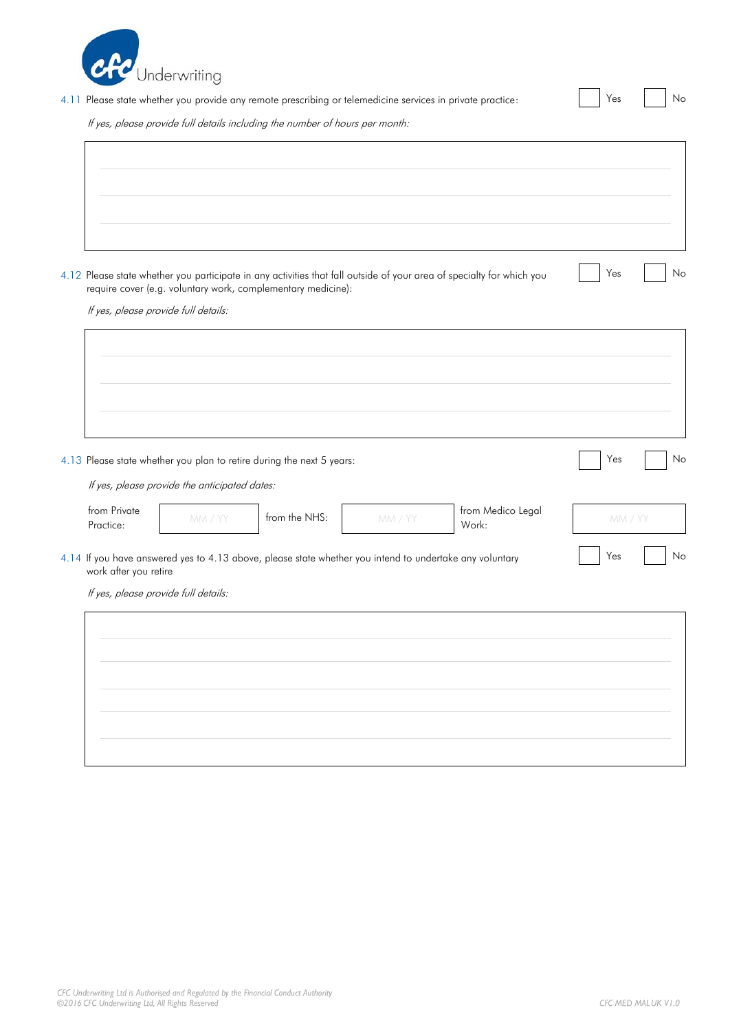4.11 Please state whether you provide any remote prescribing or telemedicine services in private practice: ☐ Yes ☐ No

*If yes, please provide full details including the number of hours per month:*

4.12 Please state whether you participate in any activities that fall outside of your area of specialty for which you require cover (e.g. voluntary work, complementary medicine): ☐ Yes ☐ No

*If yes, please provide full details:*

4.13 Please state whether you plan to retire during the next 5 years: ☐ Yes ☐ No

*If yes, please provide the anticipated dates:*

| from Private Practice: | MM / YY | from the NHS: | MM / YY | from Medico Legal Work: | MM / YY |
|---|---|---|---|---|---|

4.14 If you have answered yes to 4.13 above, please state whether you intend to undertake any voluntary work after you retire ☐ Yes ☐ No

*If yes, please provide full details:*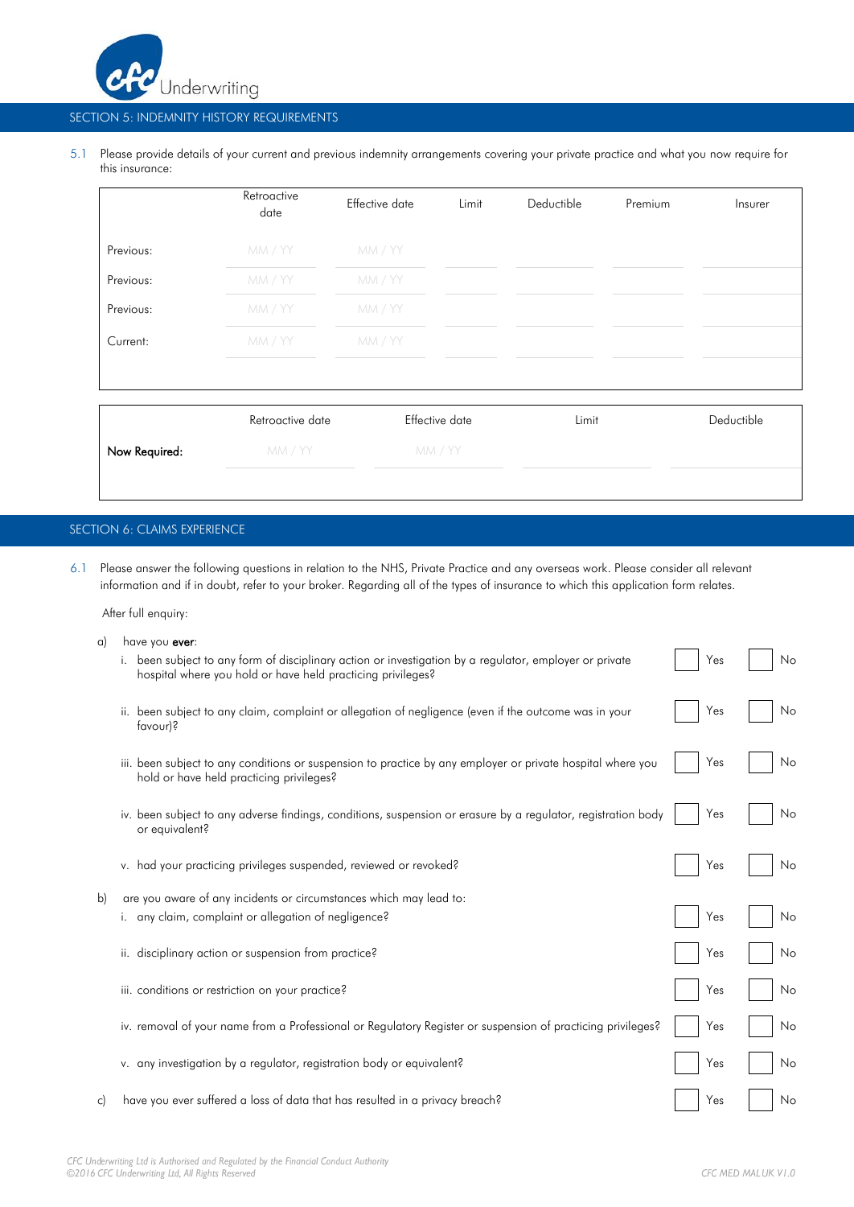## SECTION 5: INDEMNITY HISTORY REQUIREMENTS

5.1 Please provide details of your current and previous indemnity arrangements covering your private practice and what you now require for this insurance:

| | Retroactive date | Effective date | Limit | Deductible | Premium | Insurer |
|---|---|---|---|---|---|---|
| Previous: | MM / YY | MM / YY | | | | |
| Previous: | MM / YY | MM / YY | | | | |
| Previous: | MM / YY | MM / YY | | | | |
| Current: | MM / YY | MM / YY | | | | |

| | Retroactive date | Effective date | Limit | Deductible |
|---|---|---|---|---|
| **Now Required:** | MM / YY | MM / YY | | |

## SECTION 6: CLAIMS EXPERIENCE

6.1 Please answer the following questions in relation to the NHS, Private Practice and any overseas work. Please consider all relevant information and if in doubt, refer to your broker. Regarding all of the types of insurance to which this application form relates.

After full enquiry:

a) have you **ever**:

i. been subject to any form of disciplinary action or investigation by a regulator, employer or private hospital where you hold or have held practicing privileges? ☐ Yes ☐ No

ii. been subject to any claim, complaint or allegation of negligence (even if the outcome was in your favour)? ☐ Yes ☐ No

iii. been subject to any conditions or suspension to practice by any employer or private hospital where you hold or have held practicing privileges? ☐ Yes ☐ No

iv. been subject to any adverse findings, conditions, suspension or erasure by a regulator, registration body or equivalent? ☐ Yes ☐ No

v. had your practicing privileges suspended, reviewed or revoked? ☐ Yes ☐ No

b) are you aware of any incidents or circumstances which may lead to:

i. any claim, complaint or allegation of negligence? ☐ Yes ☐ No

ii. disciplinary action or suspension from practice? ☐ Yes ☐ No

iii. conditions or restriction on your practice? ☐ Yes ☐ No

iv. removal of your name from a Professional or Regulatory Register or suspension of practicing privileges? ☐ Yes ☐ No

v. any investigation by a regulator, registration body or equivalent? ☐ Yes ☐ No

c) have you ever suffered a loss of data that has resulted in a privacy breach? ☐ Yes ☐ No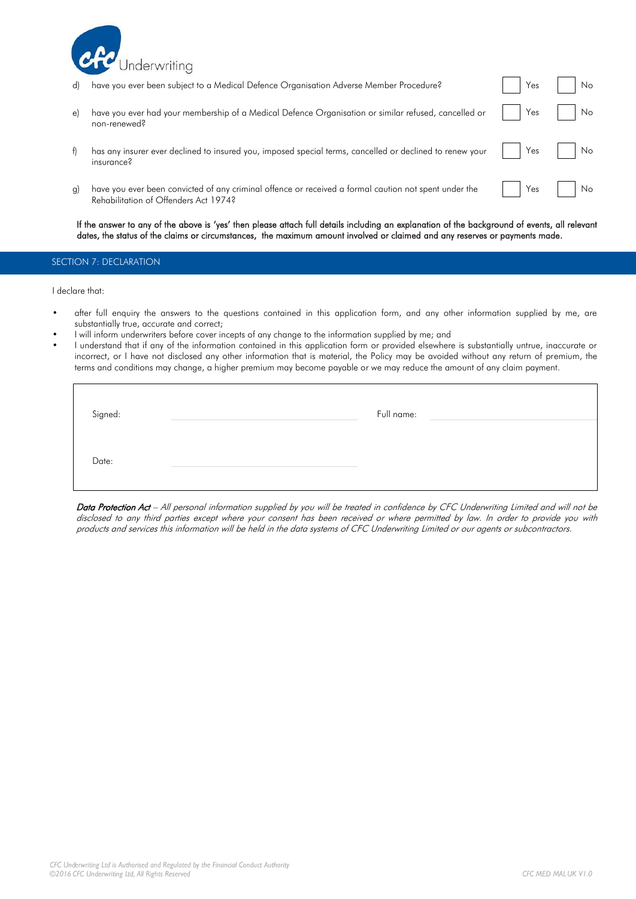d) have you ever been subject to a Medical Defence Organisation Adverse Member Procedure? ☐ Yes ☐ No

e) have you ever had your membership of a Medical Defence Organisation or similar refused, cancelled or non-renewed? ☐ Yes ☐ No

f) has any insurer ever declined to insured you, imposed special terms, cancelled or declined to renew your insurance? ☐ Yes ☐ No

g) have you ever been convicted of any criminal offence or received a formal caution not spent under the Rehabilitation of Offenders Act 1974? ☐ Yes ☐ No

If the answer to any of the above is 'yes' then please attach full details including an explanation of the background of events, all relevant dates, the status of the claims or circumstances, the maximum amount involved or claimed and any reserves or payments made.

## SECTION 7: DECLARATION

I declare that:

- after full enquiry the answers to the questions contained in this application form, and any other information supplied by me, are substantially true, accurate and correct;
- I will inform underwriters before cover incepts of any change to the information supplied by me; and
- I understand that if any of the information contained in this application form or provided elsewhere is substantially untrue, inaccurate or incorrect, or I have not disclosed any other information that is material, the Policy may be avoided without any return of premium, the terms and conditions may change, a higher premium may become payable or we may reduce the amount of any claim payment.

| Signed: | | Full name: | |
|---|---|---|---|
| Date: | | | |

***Data Protection Act** – All personal information supplied by you will be treated in confidence by CFC Underwriting Limited and will not be disclosed to any third parties except where your consent has been received or where permitted by law. In order to provide you with products and services this information will be held in the data systems of CFC Underwriting Limited or our agents or subcontractors.*

*CFC Underwriting Ltd is Authorised and Regulated by the Financial Conduct Authority*
*©2016 CFC Underwriting Ltd, All Rights Reserved*

*CFC MED MAL UK V1.0*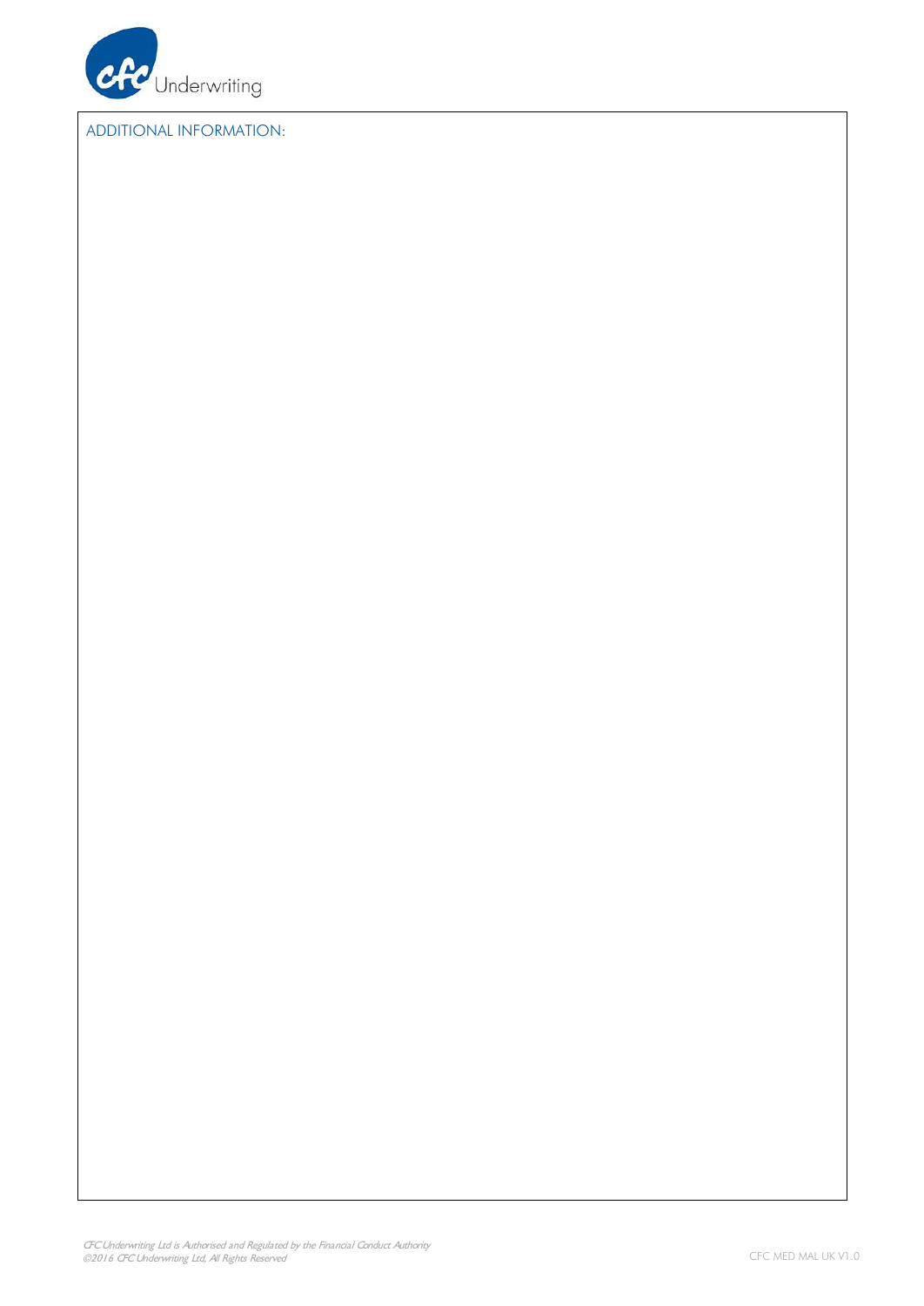ADDITIONAL INFORMATION: